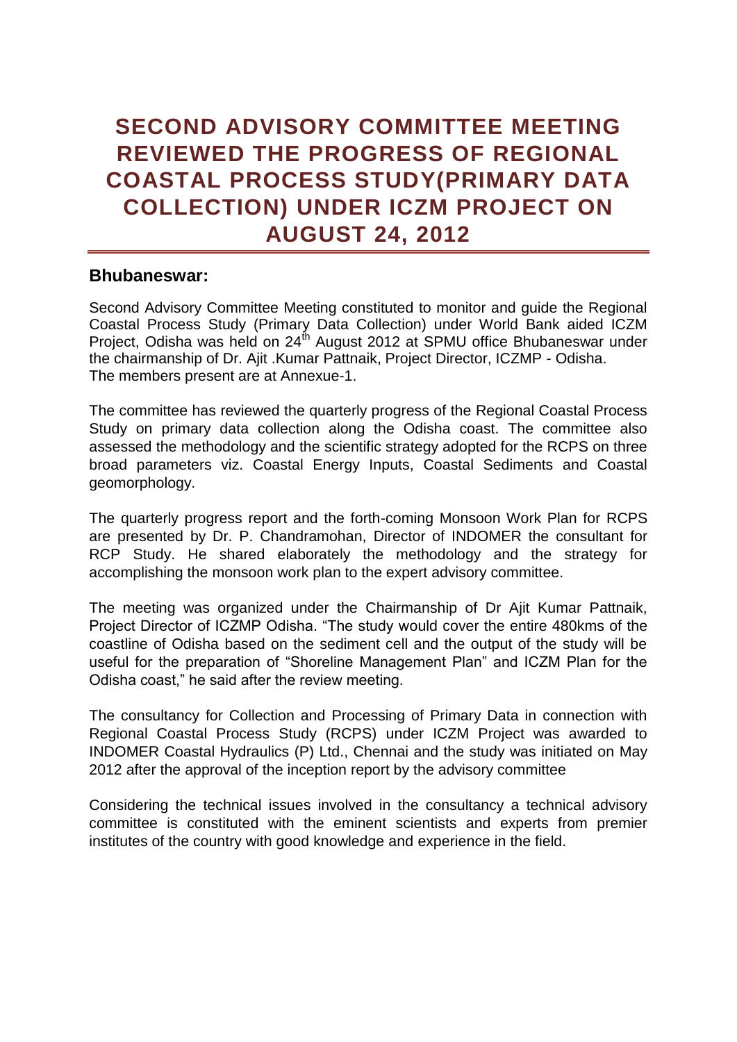# SECOND ADVISORY COMMITTEE MEETING REVIEWED THE PROGRESS OF REGIONAL COASTAL PROCESS STUDY(PRIMARY DATA COLLECTION) UNDER ICZM PROJECT ON AUGUST 24, 2012

## Bhubaneswar:

Second Advisory Committee Meeting constituted to monitor and guide the Regional Coastal Process Study (Primary Data Collection) under World Bank aided ICZM Project, Odisha was held on 24th August 2012 at SPMU office Bhubaneswar under the chairmanship of Dr. Ajit .Kumar Pattnaik, Project Director, ICZMP - Odisha. The members present are at Annexue-1.

The committee has reviewed the quarterly progress of the Regional Coastal Process Study on primary data collection along the Odisha coast. The committee also assessed the methodology and the scientific strategy adopted for the RCPS on three broad parameters viz. Coastal Energy Inputs, Coastal Sediments and Coastal geomorphology.

The quarterly progress report and the forth-coming Monsoon Work Plan for RCPS are presented by Dr. P. Chandramohan, Director of INDOMER the consultant for RCP Study. He shared elaborately the methodology and the strategy for accomplishing the monsoon work plan to the expert advisory committee.

The meeting was organized under the Chairmanship of Dr Ajit Kumar Pattnaik, Project Director of ICZMP Odisha. "The study would cover the entire 480kms of the coastline of Odisha based on the sediment cell and the output of the study will be useful for the preparation of "Shoreline Management Plan" and ICZM Plan for the Odisha coast," he said after the review meeting.

The consultancy for Collection and Processing of Primary Data in connection with Regional Coastal Process Study (RCPS) under ICZM Project was awarded to INDOMER Coastal Hydraulics (P) Ltd., Chennai and the study was initiated on May 2012 after the approval of the inception report by the advisory committee

Considering the technical issues involved in the consultancy a technical advisory committee is constituted with the eminent scientists and experts from premier institutes of the country with good knowledge and experience in the field.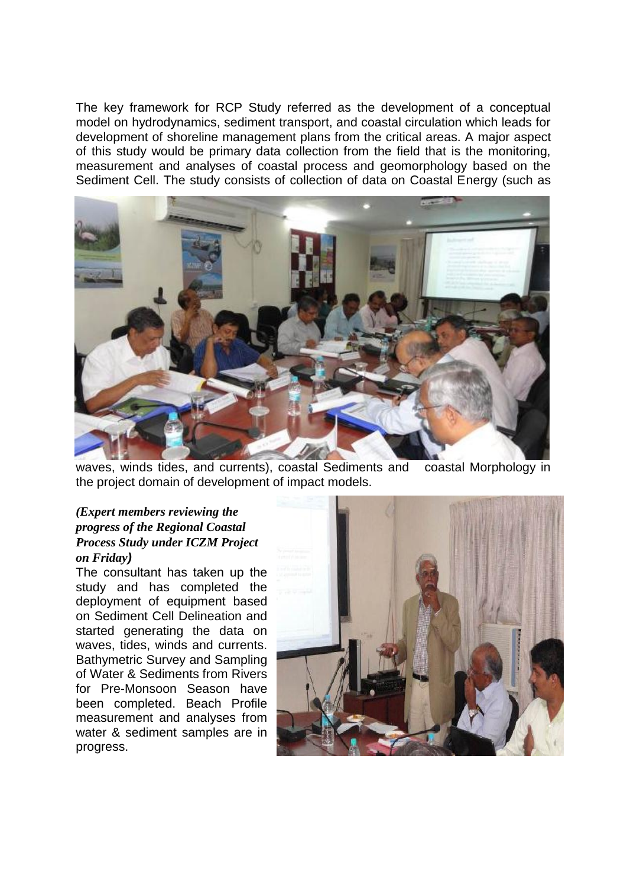The key framework for RCP Study referred as the development of a conceptual model on hydrodynamics, sediment transport, and coastal circulation which leads for development of shoreline management plans from the critical areas. A major aspect of this study would be primary data collection from the field that is the monitoring, measurement and analyses of coastal process and geomorphology based on the Sediment Cell. The study consists of collection of data on Coastal Energy (such as waves, winds tides, and currents), coastal Sediments and coastal Morphology in the project domain of development of impact models.

***(Expert members reviewing the progress of the Regional Coastal Process Study under ICZM Project on Friday)***

The consultant has taken up the study and has completed the deployment of equipment based on Sediment Cell Delineation and started generating the data on waves, tides, winds and currents. Bathymetric Survey and Sampling of Water & Sediments from Rivers for Pre-Monsoon Season have been completed. Beach Profile measurement and analyses from water & sediment samples are in progress.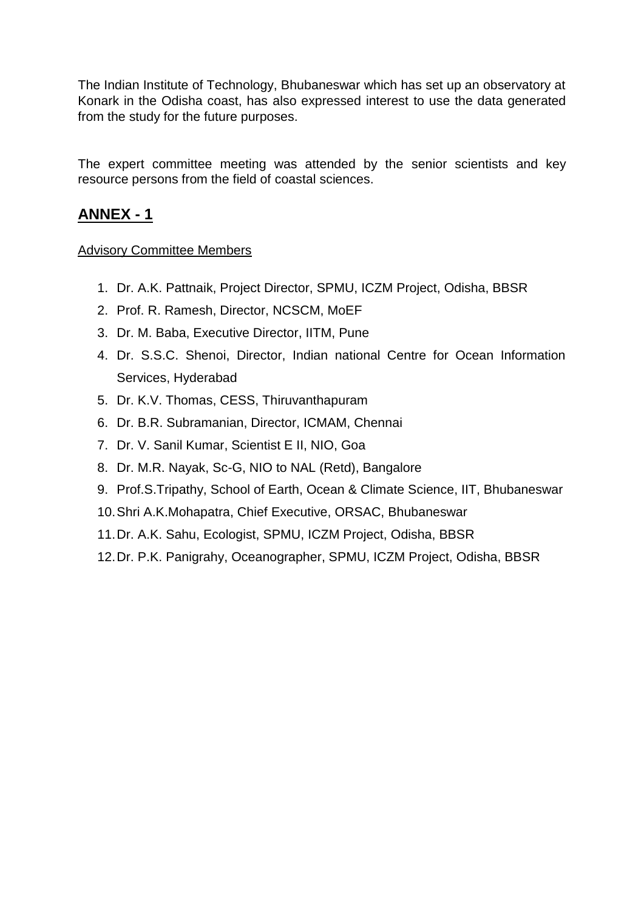The Indian Institute of Technology, Bhubaneswar which has set up an observatory at Konark in the Odisha coast, has also expressed interest to use the data generated from the study for the future purposes.

The expert committee meeting was attended by the senior scientists and key resource persons from the field of coastal sciences.

## ANNEX - 1

Advisory Committee Members

1. Dr. A.K. Pattnaik, Project Director, SPMU, ICZM Project, Odisha, BBSR
2. Prof. R. Ramesh, Director, NCSCM, MoEF
3. Dr. M. Baba, Executive Director, IITM, Pune
4. Dr. S.S.C. Shenoi, Director, Indian national Centre for Ocean Information Services, Hyderabad
5. Dr. K.V. Thomas, CESS, Thiruvanthapuram
6. Dr. B.R. Subramanian, Director, ICMAM, Chennai
7. Dr. V. Sanil Kumar, Scientist E II, NIO, Goa
8. Dr. M.R. Nayak, Sc-G, NIO to NAL (Retd), Bangalore
9. Prof.S.Tripathy, School of Earth, Ocean & Climate Science, IIT, Bhubaneswar
10. Shri A.K.Mohapatra, Chief Executive, ORSAC, Bhubaneswar
11. Dr. A.K. Sahu, Ecologist, SPMU, ICZM Project, Odisha, BBSR
12. Dr. P.K. Panigrahy, Oceanographer, SPMU, ICZM Project, Odisha, BBSR